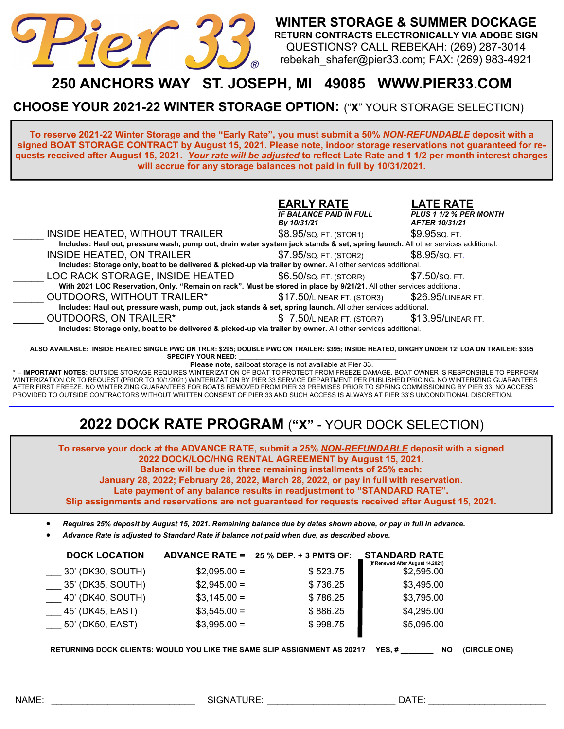# Pier 33®

## WINTER STORAGE & SUMMER DOCKAGE

**RETURN CONTRACTS ELECTRONICALLY VIA ADOBE SIGN**

QUESTIONS? CALL REBEKAH: (269) 287-3014

rebekah_shafer@pier33.com; FAX: (269) 983-4921

## 250 ANCHORS WAY ST. JOSEPH, MI 49085 WWW.PIER33.COM

## CHOOSE YOUR 2021-22 WINTER STORAGE OPTION: ("X" YOUR STORAGE SELECTION)

**To reserve 2021-22 Winter Storage and the "Early Rate", you must submit a 50% *NON-REFUNDABLE* deposit with a signed BOAT STORAGE CONTRACT by August 15, 2021. Please note, indoor storage reservations not guaranteed for requests received after August 15, 2021. *Your rate will be adjusted* to reflect Late Rate and 1 1/2 per month interest charges will accrue for any storage balances not paid in full by 10/31/2021.**

| | **EARLY RATE** *IF BALANCE PAID IN FULL By 10/31/21* | **LATE RATE** *PLUS 1 1/2 % PER MONTH AFTER 10/31/21* |
|---|---|---|
| _____ INSIDE HEATED, WITHOUT TRAILER | $8.95/SQ. FT. (STOR1) | $9.95SQ. FT. |
| **Includes: Haul out, pressure wash, pump out, drain water system jack stands & set, spring launch.** All other services additional. | | |
| _____ INSIDE HEATED, ON TRAILER | $7.95/SQ. FT. (STOR2) | $8.95/SQ. FT. |
| **Includes: Storage only, boat to be delivered & picked-up via trailer by owner.** All other services additional. | | |
| _____ LOC RACK STORAGE, INSIDE HEATED | $6.50/SQ. FT. (STORR) | $7.50/SQ. FT. |
| **With 2021 LOC Reservation, Only. "Remain on rack". Must be stored in place by 9/21/21.** All other services additional. | | |
| _____ OUTDOORS, WITHOUT TRAILER* | $17.50/LINEAR FT. (STOR3) | $26.95/LINEAR FT. |
| **Includes: Haul out, pressure wash, pump out, jack stands & set, spring launch.** All other services additional. | | |
| _____ OUTDOORS, ON TRAILER* | $ 7.50/LINEAR FT. (STOR7) | $13.95/LINEAR FT. |
| **Includes: Storage only, boat to be delivered & picked-up via trailer by owner.** All other services additional. | | |

**ALSO AVAILABLE: INSIDE HEATED SINGLE PWC ON TRLR: $295; DOUBLE PWC ON TRAILER: $395; INSIDE HEATED, DINGHY UNDER 12' LOA ON TRAILER: $395**

**SPECIFY YOUR NEED:** ________________________________________

**Please note**, sailboat storage is not available at Pier 33.

* -- **IMPORTANT NOTES:** OUTSIDE STORAGE REQUIRES WINTERIZATION OF BOAT TO PROTECT FROM FREEZE DAMAGE. BOAT OWNER IS RESPONSIBLE TO PERFORM WINTERIZATION OR TO REQUEST (PRIOR TO 10/1/2021) WINTERIZATION BY PIER 33 SERVICE DEPARTMENT PER PUBLISHED PRICING. NO WINTERIZING GUARANTEES AFTER FIRST FREEZE. NO WINTERIZING GUARANTEES FOR BOATS REMOVED FROM PIER 33 PREMISES PRIOR TO SPRING COMMISSIONING BY PIER 33. NO ACCESS PROVIDED TO OUTSIDE CONTRACTORS WITHOUT WRITTEN CONSENT OF PIER 33 AND SUCH ACCESS IS ALWAYS AT PIER 33'S UNCONDITIONAL DISCRETION.

## 2022 DOCK RATE PROGRAM ("X" - YOUR DOCK SELECTION)

**To reserve your dock at the ADVANCE RATE, submit a 25% *NON-REFUNDABLE* deposit with a signed 2022 DOCK/LOC/HNG RENTAL AGREEMENT by August 15, 2021.**
**Balance will be due in three remaining installments of 25% each:**
**January 28, 2022; February 28, 2022, March 28, 2022, or pay in full with reservation.**
**Late payment of any balance results in readjustment to "STANDARD RATE".**
**Slip assignments and reservations are not guaranteed for requests received after August 15, 2021.**

- *Requires 25% deposit by August 15, 2021. Remaining balance due by dates shown above, or pay in full in advance.*
- *Advance Rate is adjusted to Standard Rate if balance not paid when due, as described above.*

| DOCK LOCATION | ADVANCE RATE = | 25 % DEP. + 3 PMTS OF: | STANDARD RATE (If Renewed After August 14,2021) |
|---|---|---|---|
| ___ 30' (DK30, SOUTH) | $2,095.00 = | $ 523.75 | $2,595.00 |
| ___ 35' (DK35, SOUTH) | $2,945.00 = | $ 736.25 | $3,495.00 |
| ___ 40' (DK40, SOUTH) | $3,145.00 = | $ 786.25 | $3,795.00 |
| ___ 45' (DK45, EAST) | $3,545.00 = | $ 886.25 | $4,295.00 |
| ___ 50' (DK50, EAST) | $3,995.00 = | $ 998.75 | $5,095.00 |

**RETURNING DOCK CLIENTS: WOULD YOU LIKE THE SAME SLIP ASSIGNMENT AS 2021? YES, # ________ NO (CIRCLE ONE)**

NAME: ____________________________ SIGNATURE: _________________________ DATE: _______________________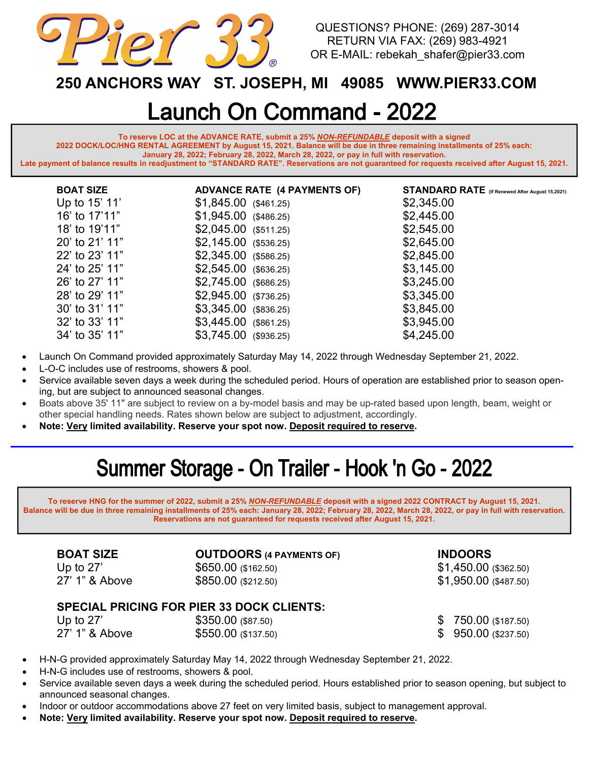# Pier 33®

QUESTIONS? PHONE: (269) 287-3014
RETURN VIA FAX: (269) 983-4921
OR E-MAIL: rebekah_shafer@pier33.com

**250 ANCHORS WAY ST. JOSEPH, MI 49085 WWW.PIER33.COM**

# Launch On Command - 2022

**To reserve LOC at the ADVANCE RATE, submit a 25% *NON-REFUNDABLE* deposit with a signed 2022 DOCK/LOC/HNG RENTAL AGREEMENT by August 15, 2021. Balance will be due in three remaining installments of 25% each: January 28, 2022; February 28, 2022, March 28, 2022, or pay in full with reservation. Late payment of balance results in readjustment to "STANDARD RATE". Reservations are not guaranteed for requests received after August 15, 2021.**

| BOAT SIZE | ADVANCE RATE (4 PAYMENTS OF) | STANDARD RATE (If Renewed After August 15,2021) |
|---|---|---|
| Up to 15' 11' | $1,845.00 ($461.25) | $2,345.00 |
| 16' to 17'11" | $1,945.00 ($486.25) | $2,445.00 |
| 18' to 19'11" | $2,045.00 ($511.25) | $2,545.00 |
| 20' to 21' 11" | $2,145.00 ($536.25) | $2,645.00 |
| 22' to 23' 11" | $2,345.00 ($586.25) | $2,845.00 |
| 24' to 25' 11" | $2,545.00 ($636.25) | $3,145.00 |
| 26' to 27' 11" | $2,745.00 ($686.25) | $3,245.00 |
| 28' to 29' 11" | $2,945.00 ($736.25) | $3,345.00 |
| 30' to 31' 11" | $3,345.00 ($836.25) | $3,845.00 |
| 32' to 33' 11" | $3,445.00 ($861.25) | $3,945.00 |
| 34' to 35' 11" | $3,745.00 ($936.25) | $4,245.00 |

- Launch On Command provided approximately Saturday May 14, 2022 through Wednesday September 21, 2022.
- L-O-C includes use of restrooms, showers & pool.
- Service available seven days a week during the scheduled period. Hours of operation are established prior to season opening, but are subject to announced seasonal changes.
- Boats above 35' 11" are subject to review on a by-model basis and may be up-rated based upon length, beam, weight or other special handling needs. Rates shown below are subject to adjustment, accordingly.
- **Note: Very limited availability. Reserve your spot now. Deposit required to reserve.**

---

# Summer Storage - On Trailer - Hook 'n Go - 2022

**To reserve HNG for the summer of 2022, submit a 25% *NON-REFUNDABLE* deposit with a signed 2022 CONTRACT by August 15, 2021. Balance will be due in three remaining installments of 25% each: January 28, 2022; February 28, 2022, March 28, 2022, or pay in full with reservation. Reservations are not guaranteed for requests received after August 15, 2021.**

| BOAT SIZE | OUTDOORS (4 PAYMENTS OF) | INDOORS |
|---|---|---|
| Up to 27' | $650.00 ($162.50) | $1,450.00 ($362.50) |
| 27' 1" & Above | $850.00 ($212.50) | $1,950.00 ($487.50) |
| **SPECIAL PRICING FOR PIER 33 DOCK CLIENTS:** | | |
| Up to 27' | $350.00 ($87.50) | $ 750.00 ($187.50) |
| 27' 1" & Above | $550.00 ($137.50) | $ 950.00 ($237.50) |

- H-N-G provided approximately Saturday May 14, 2022 through Wednesday September 21, 2022.
- H-N-G includes use of restrooms, showers & pool.
- Service available seven days a week during the scheduled period. Hours established prior to season opening, but subject to announced seasonal changes.
- Indoor or outdoor accommodations above 27 feet on very limited basis, subject to management approval.
- **Note: Very limited availability. Reserve your spot now. Deposit required to reserve.**